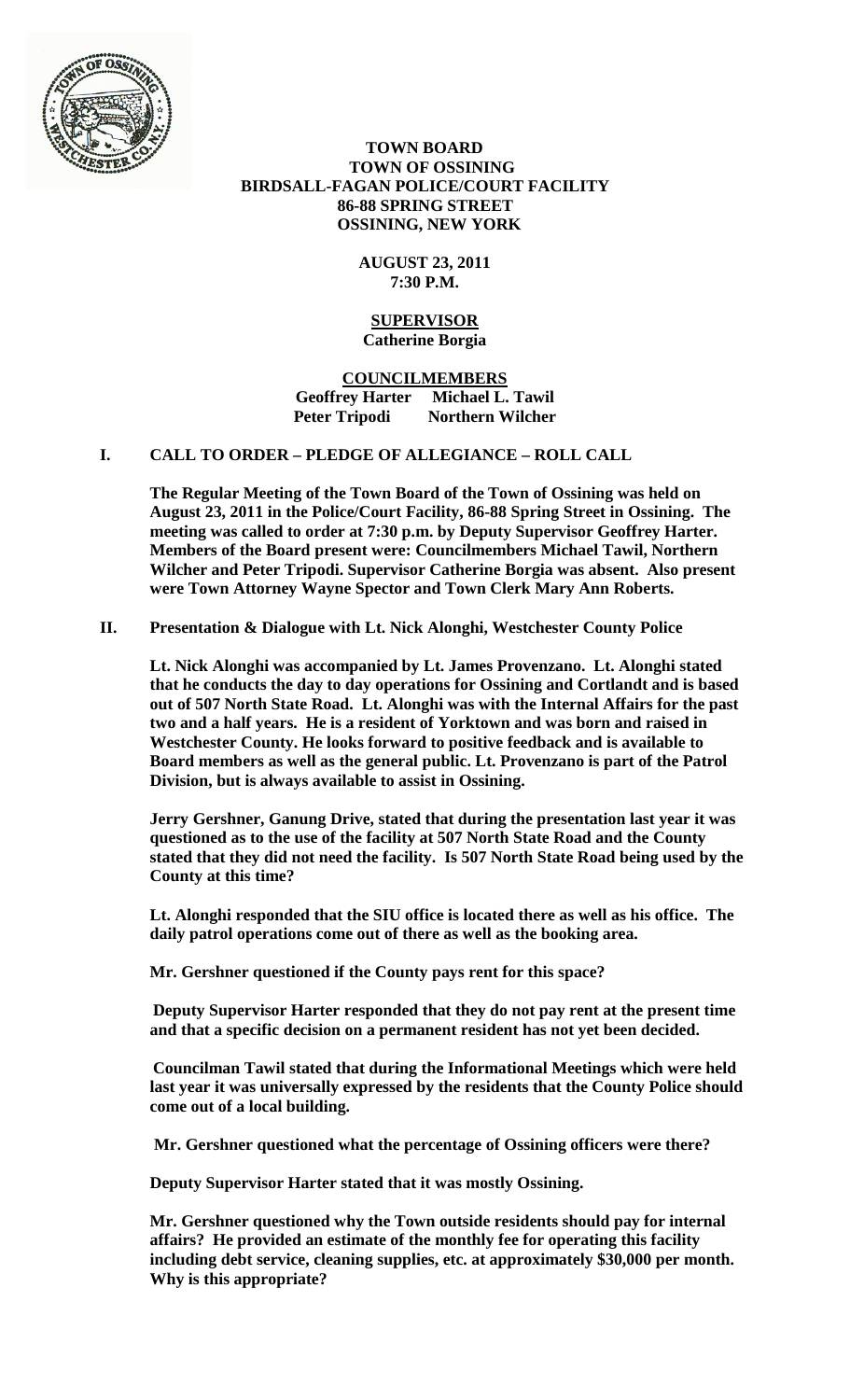# TOWN BOARD
## TOWN OF OSSINING
## BIRDSALL-FAGAN POLICE/COURT FACILITY
## 86-88 SPRING STREET
## OSSINING, NEW YORK

**AUGUST 23, 2011**
**7:30 P.M.**

**SUPERVISOR**
**Catherine Borgia**

**COUNCILMEMBERS**
**Geoffrey Harter Michael L. Tawil**
**Peter Tripodi Northern Wilcher**

## I. CALL TO ORDER – PLEDGE OF ALLEGIANCE – ROLL CALL

**The Regular Meeting of the Town Board of the Town of Ossining was held on August 23, 2011 in the Police/Court Facility, 86-88 Spring Street in Ossining. The meeting was called to order at 7:30 p.m. by Deputy Supervisor Geoffrey Harter. Members of the Board present were: Councilmembers Michael Tawil, Northern Wilcher and Peter Tripodi. Supervisor Catherine Borgia was absent. Also present were Town Attorney Wayne Spector and Town Clerk Mary Ann Roberts.**

## II. Presentation & Dialogue with Lt. Nick Alonghi, Westchester County Police

**Lt. Nick Alonghi was accompanied by Lt. James Provenzano. Lt. Alonghi stated that he conducts the day to day operations for Ossining and Cortlandt and is based out of 507 North State Road. Lt. Alonghi was with the Internal Affairs for the past two and a half years. He is a resident of Yorktown and was born and raised in Westchester County. He looks forward to positive feedback and is available to Board members as well as the general public. Lt. Provenzano is part of the Patrol Division, but is always available to assist in Ossining.**

**Jerry Gershner, Ganung Drive, stated that during the presentation last year it was questioned as to the use of the facility at 507 North State Road and the County stated that they did not need the facility. Is 507 North State Road being used by the County at this time?**

**Lt. Alonghi responded that the SIU office is located there as well as his office. The daily patrol operations come out of there as well as the booking area.**

**Mr. Gershner questioned if the County pays rent for this space?**

**Deputy Supervisor Harter responded that they do not pay rent at the present time and that a specific decision on a permanent resident has not yet been decided.**

**Councilman Tawil stated that during the Informational Meetings which were held last year it was universally expressed by the residents that the County Police should come out of a local building.**

**Mr. Gershner questioned what the percentage of Ossining officers were there?**

**Deputy Supervisor Harter stated that it was mostly Ossining.**

**Mr. Gershner questioned why the Town outside residents should pay for internal affairs? He provided an estimate of the monthly fee for operating this facility including debt service, cleaning supplies, etc. at approximately $30,000 per month. Why is this appropriate?**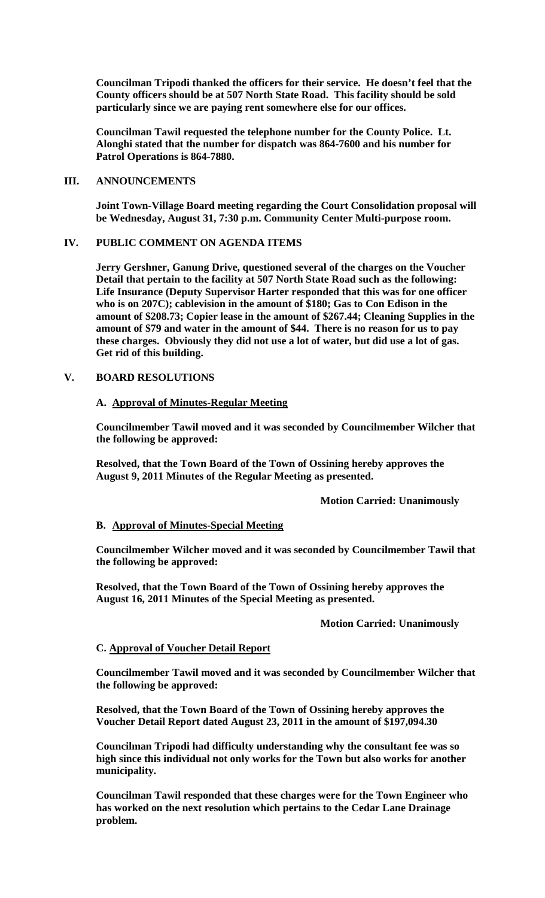**Councilman Tripodi thanked the officers for their service. He doesn't feel that the County officers should be at 507 North State Road. This facility should be sold particularly since we are paying rent somewhere else for our offices.**

**Councilman Tawil requested the telephone number for the County Police. Lt. Alonghi stated that the number for dispatch was 864-7600 and his number for Patrol Operations is 864-7880.**

## III. ANNOUNCEMENTS

**Joint Town-Village Board meeting regarding the Court Consolidation proposal will be Wednesday, August 31, 7:30 p.m. Community Center Multi-purpose room.**

## IV. PUBLIC COMMENT ON AGENDA ITEMS

**Jerry Gershner, Ganung Drive, questioned several of the charges on the Voucher Detail that pertain to the facility at 507 North State Road such as the following: Life Insurance (Deputy Supervisor Harter responded that this was for one officer who is on 207C); cablevision in the amount of $180; Gas to Con Edison in the amount of $208.73; Copier lease in the amount of $267.44; Cleaning Supplies in the amount of $79 and water in the amount of $44. There is no reason for us to pay these charges. Obviously they did not use a lot of water, but did use a lot of gas. Get rid of this building.**

## V. BOARD RESOLUTIONS

### A. Approval of Minutes-Regular Meeting

**Councilmember Tawil moved and it was seconded by Councilmember Wilcher that the following be approved:**

**Resolved, that the Town Board of the Town of Ossining hereby approves the August 9, 2011 Minutes of the Regular Meeting as presented.**

**Motion Carried: Unanimously**

### B. Approval of Minutes-Special Meeting

**Councilmember Wilcher moved and it was seconded by Councilmember Tawil that the following be approved:**

**Resolved, that the Town Board of the Town of Ossining hereby approves the August 16, 2011 Minutes of the Special Meeting as presented.**

**Motion Carried: Unanimously**

### C. Approval of Voucher Detail Report

**Councilmember Tawil moved and it was seconded by Councilmember Wilcher that the following be approved:**

**Resolved, that the Town Board of the Town of Ossining hereby approves the Voucher Detail Report dated August 23, 2011 in the amount of $197,094.30**

**Councilman Tripodi had difficulty understanding why the consultant fee was so high since this individual not only works for the Town but also works for another municipality.**

**Councilman Tawil responded that these charges were for the Town Engineer who has worked on the next resolution which pertains to the Cedar Lane Drainage problem.**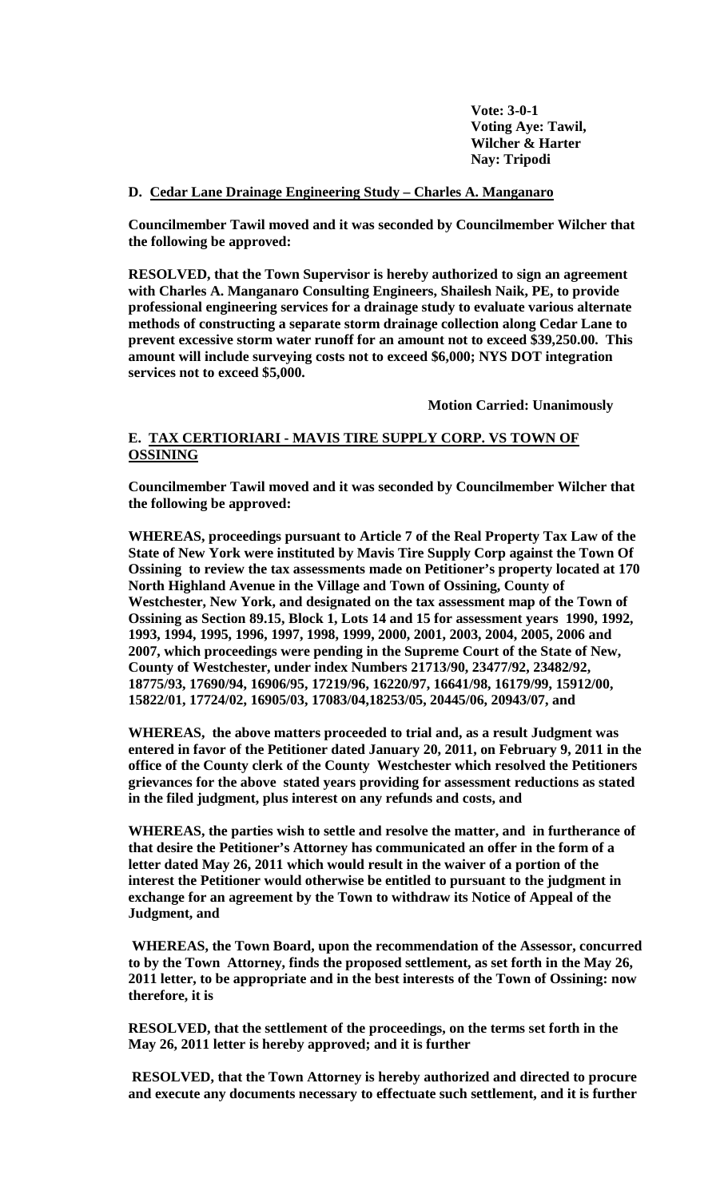**Vote: 3-0-1**
**Voting Aye: Tawil, Wilcher & Harter**
**Nay: Tripodi**

**D. Cedar Lane Drainage Engineering Study – Charles A. Manganaro**

**Councilmember Tawil moved and it was seconded by Councilmember Wilcher that the following be approved:**

**RESOLVED, that the Town Supervisor is hereby authorized to sign an agreement with Charles A. Manganaro Consulting Engineers, Shailesh Naik, PE, to provide professional engineering services for a drainage study to evaluate various alternate methods of constructing a separate storm drainage collection along Cedar Lane to prevent excessive storm water runoff for an amount not to exceed $39,250.00. This amount will include surveying costs not to exceed $6,000; NYS DOT integration services not to exceed $5,000.**

**Motion Carried: Unanimously**

**E. TAX CERTIORIARI - MAVIS TIRE SUPPLY CORP. VS TOWN OF OSSINING**

**Councilmember Tawil moved and it was seconded by Councilmember Wilcher that the following be approved:**

**WHEREAS, proceedings pursuant to Article 7 of the Real Property Tax Law of the State of New York were instituted by Mavis Tire Supply Corp against the Town Of Ossining to review the tax assessments made on Petitioner's property located at 170 North Highland Avenue in the Village and Town of Ossining, County of Westchester, New York, and designated on the tax assessment map of the Town of Ossining as Section 89.15, Block 1, Lots 14 and 15 for assessment years 1990, 1992, 1993, 1994, 1995, 1996, 1997, 1998, 1999, 2000, 2001, 2003, 2004, 2005, 2006 and 2007, which proceedings were pending in the Supreme Court of the State of New, County of Westchester, under index Numbers 21713/90, 23477/92, 23482/92, 18775/93, 17690/94, 16906/95, 17219/96, 16220/97, 16641/98, 16179/99, 15912/00, 15822/01, 17724/02, 16905/03, 17083/04,18253/05, 20445/06, 20943/07, and**

**WHEREAS, the above matters proceeded to trial and, as a result Judgment was entered in favor of the Petitioner dated January 20, 2011, on February 9, 2011 in the office of the County clerk of the County Westchester which resolved the Petitioners grievances for the above stated years providing for assessment reductions as stated in the filed judgment, plus interest on any refunds and costs, and**

**WHEREAS, the parties wish to settle and resolve the matter, and in furtherance of that desire the Petitioner's Attorney has communicated an offer in the form of a letter dated May 26, 2011 which would result in the waiver of a portion of the interest the Petitioner would otherwise be entitled to pursuant to the judgment in exchange for an agreement by the Town to withdraw its Notice of Appeal of the Judgment, and**

**WHEREAS, the Town Board, upon the recommendation of the Assessor, concurred to by the Town Attorney, finds the proposed settlement, as set forth in the May 26, 2011 letter, to be appropriate and in the best interests of the Town of Ossining: now therefore, it is**

**RESOLVED, that the settlement of the proceedings, on the terms set forth in the May 26, 2011 letter is hereby approved; and it is further**

**RESOLVED, that the Town Attorney is hereby authorized and directed to procure and execute any documents necessary to effectuate such settlement, and it is further**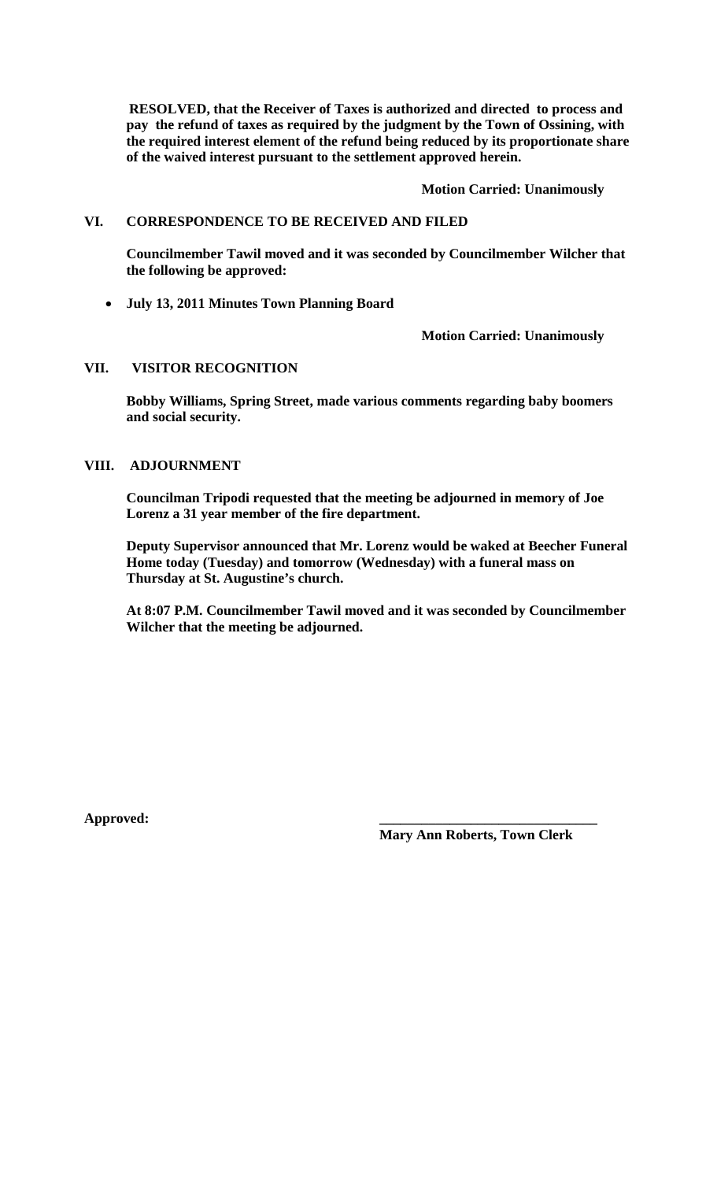**RESOLVED, that the Receiver of Taxes is authorized and directed to process and pay the refund of taxes as required by the judgment by the Town of Ossining, with the required interest element of the refund being reduced by its proportionate share of the waived interest pursuant to the settlement approved herein.**

**Motion Carried: Unanimously**

## VI. CORRESPONDENCE TO BE RECEIVED AND FILED

**Councilmember Tawil moved and it was seconded by Councilmember Wilcher that the following be approved:**

- **July 13, 2011 Minutes Town Planning Board**

**Motion Carried: Unanimously**

## VII. VISITOR RECOGNITION

**Bobby Williams, Spring Street, made various comments regarding baby boomers and social security.**

## VIII. ADJOURNMENT

**Councilman Tripodi requested that the meeting be adjourned in memory of Joe Lorenz a 31 year member of the fire department.**

**Deputy Supervisor announced that Mr. Lorenz would be waked at Beecher Funeral Home today (Tuesday) and tomorrow (Wednesday) with a funeral mass on Thursday at St. Augustine's church.**

**At 8:07 P.M. Councilmember Tawil moved and it was seconded by Councilmember Wilcher that the meeting be adjourned.**

**Approved:** \_\_\_\_\_\_\_\_\_\_\_\_\_\_\_\_\_\_\_\_\_\_\_\_\_\_\_\_\_\_\_

**Mary Ann Roberts, Town Clerk**